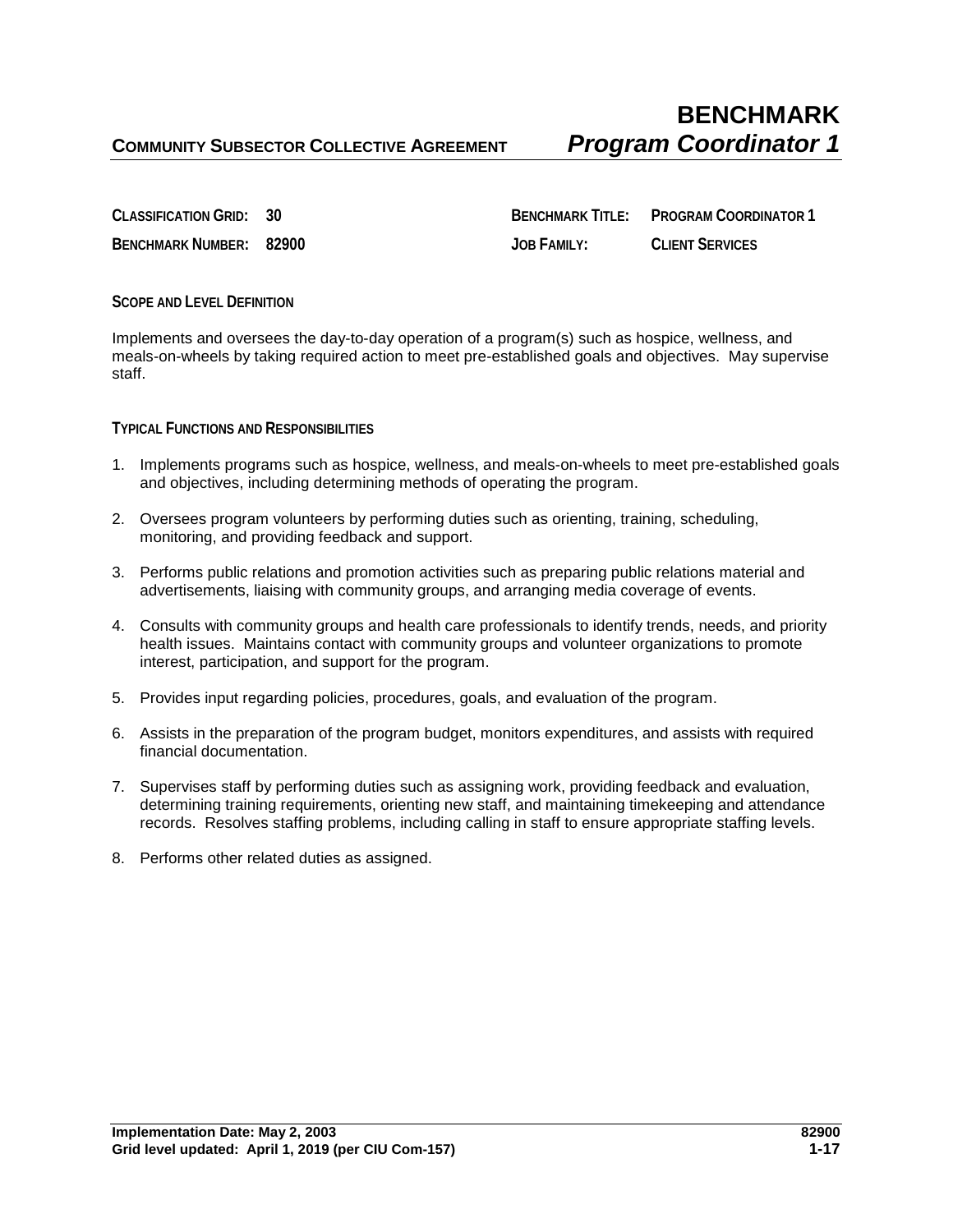# BENCHMARK

**COMMUNITY SUBSECTOR COLLECTIVE AGREEMENT** ***Program Coordinator 1***

| | | | |
|---|---|---|---|
| **CLASSIFICATION GRID:** | **30** | **BENCHMARK TITLE:** | **PROGRAM COORDINATOR 1** |
| **BENCHMARK NUMBER:** | **82900** | **JOB FAMILY:** | **CLIENT SERVICES** |

## SCOPE AND LEVEL DEFINITION

Implements and oversees the day-to-day operation of a program(s) such as hospice, wellness, and meals-on-wheels by taking required action to meet pre-established goals and objectives. May supervise staff.

## TYPICAL FUNCTIONS AND RESPONSIBILITIES

1. Implements programs such as hospice, wellness, and meals-on-wheels to meet pre-established goals and objectives, including determining methods of operating the program.

2. Oversees program volunteers by performing duties such as orienting, training, scheduling, monitoring, and providing feedback and support.

3. Performs public relations and promotion activities such as preparing public relations material and advertisements, liaising with community groups, and arranging media coverage of events.

4. Consults with community groups and health care professionals to identify trends, needs, and priority health issues. Maintains contact with community groups and volunteer organizations to promote interest, participation, and support for the program.

5. Provides input regarding policies, procedures, goals, and evaluation of the program.

6. Assists in the preparation of the program budget, monitors expenditures, and assists with required financial documentation.

7. Supervises staff by performing duties such as assigning work, providing feedback and evaluation, determining training requirements, orienting new staff, and maintaining timekeeping and attendance records. Resolves staffing problems, including calling in staff to ensure appropriate staffing levels.

8. Performs other related duties as assigned.

**Implementation Date: May 2, 2003**
**Grid level updated: April 1, 2019 (per CIU Com-157)**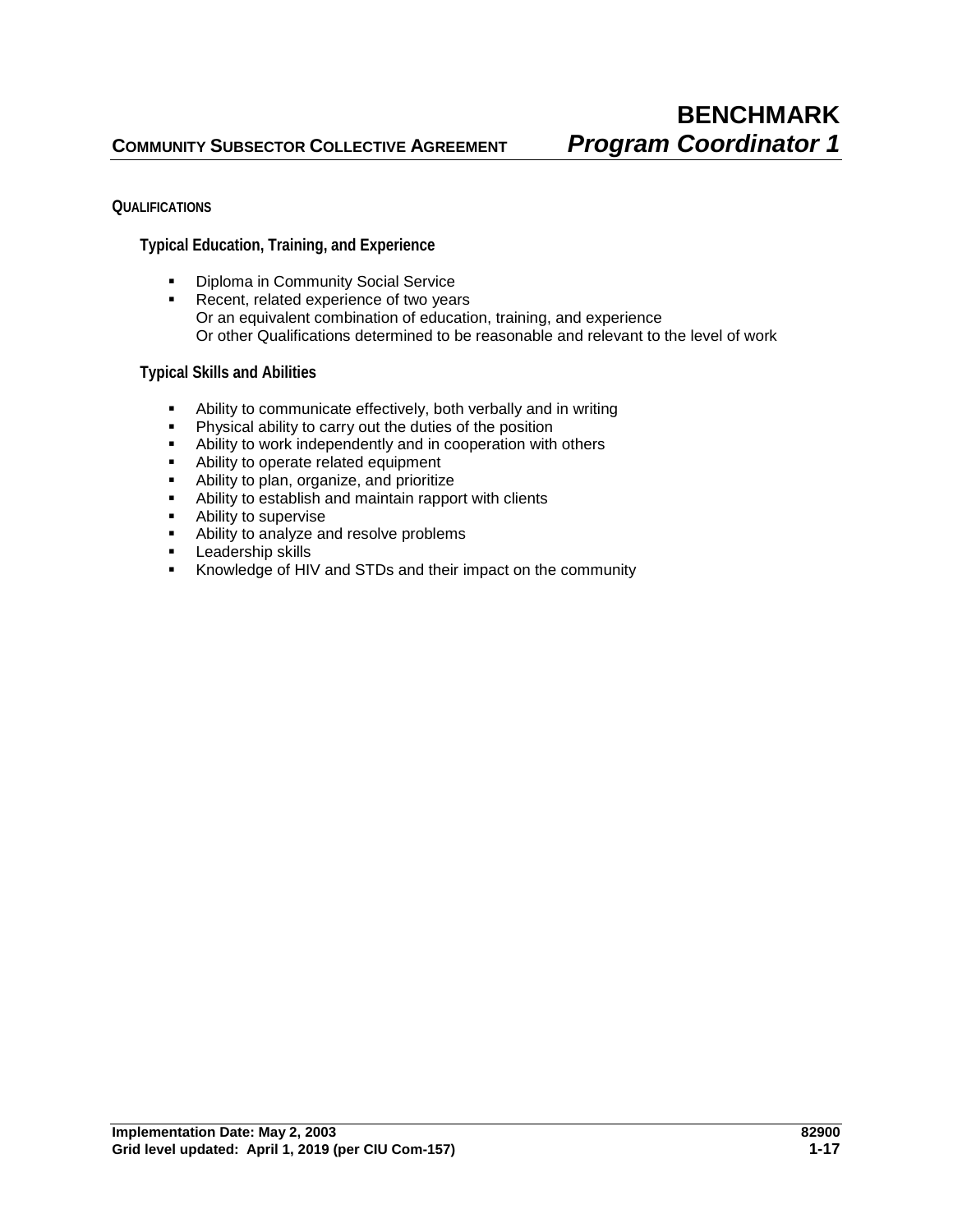## QUALIFICATIONS

### Typical Education, Training, and Experience

- Diploma in Community Social Service
- Recent, related experience of two years
  Or an equivalent combination of education, training, and experience
  Or other Qualifications determined to be reasonable and relevant to the level of work

### Typical Skills and Abilities

- Ability to communicate effectively, both verbally and in writing
- Physical ability to carry out the duties of the position
- Ability to work independently and in cooperation with others
- Ability to operate related equipment
- Ability to plan, organize, and prioritize
- Ability to establish and maintain rapport with clients
- Ability to supervise
- Ability to analyze and resolve problems
- Leadership skills
- Knowledge of HIV and STDs and their impact on the community